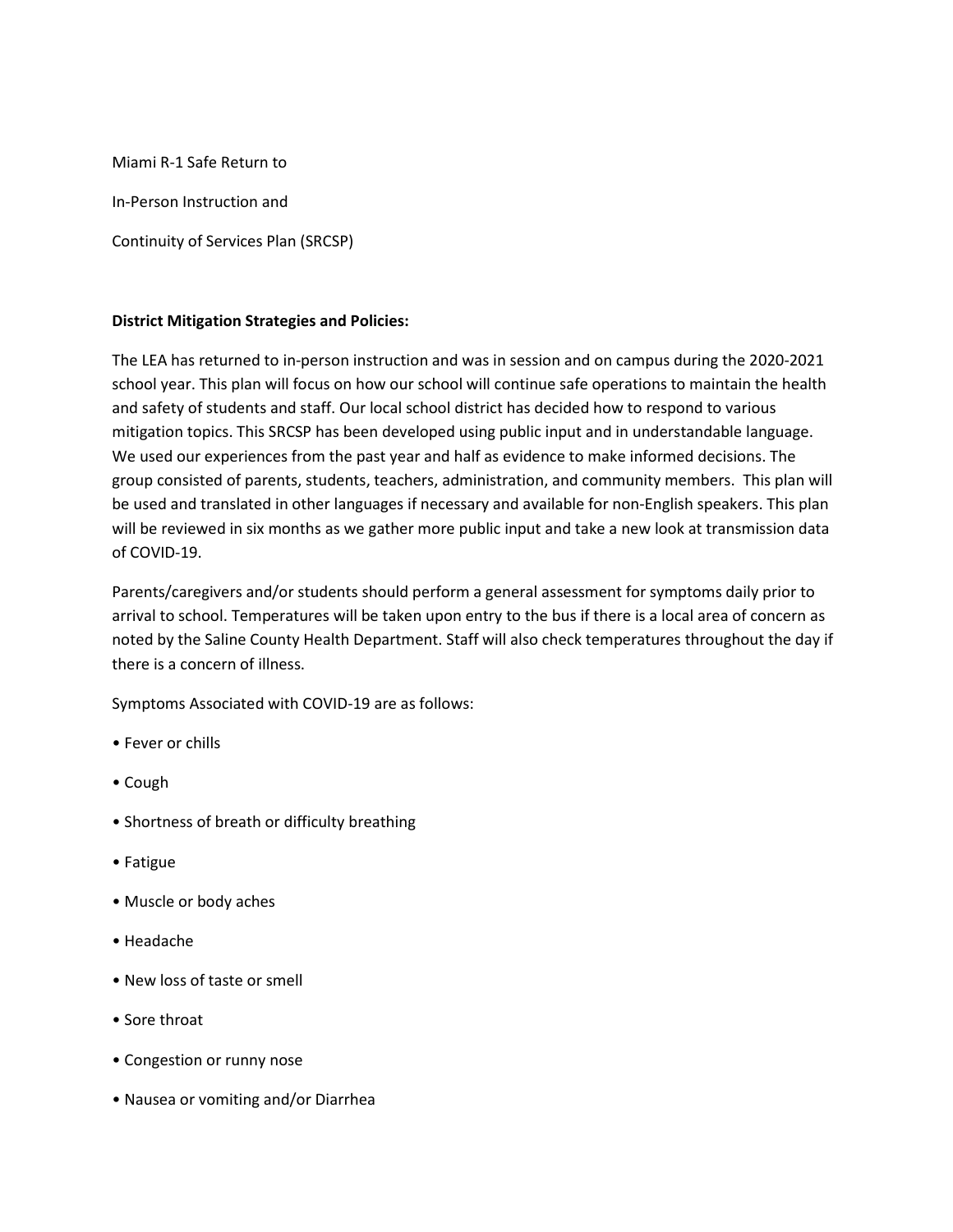Miami R-1 Safe Return to

In-Person Instruction and

Continuity of Services Plan (SRCSP)

**District Mitigation Strategies and Policies:**

The LEA has returned to in-person instruction and was in session and on campus during the 2020-2021 school year. This plan will focus on how our school will continue safe operations to maintain the health and safety of students and staff. Our local school district has decided how to respond to various mitigation topics. This SRCSP has been developed using public input and in understandable language. We used our experiences from the past year and half as evidence to make informed decisions. The group consisted of parents, students, teachers, administration, and community members. This plan will be used and translated in other languages if necessary and available for non-English speakers. This plan will be reviewed in six months as we gather more public input and take a new look at transmission data of COVID-19.

Parents/caregivers and/or students should perform a general assessment for symptoms daily prior to arrival to school. Temperatures will be taken upon entry to the bus if there is a local area of concern as noted by the Saline County Health Department. Staff will also check temperatures throughout the day if there is a concern of illness.

Symptoms Associated with COVID-19 are as follows:

- Fever or chills
- Cough
- Shortness of breath or difficulty breathing
- Fatigue
- Muscle or body aches
- Headache
- New loss of taste or smell
- Sore throat
- Congestion or runny nose
- Nausea or vomiting and/or Diarrhea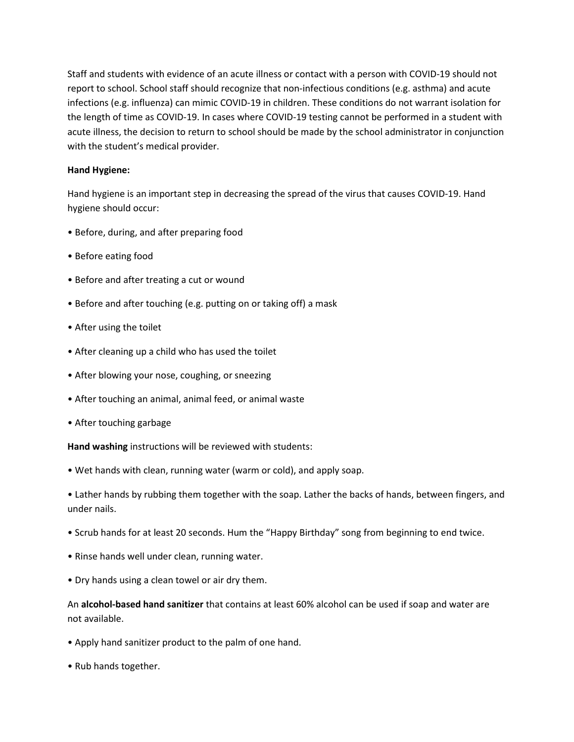Staff and students with evidence of an acute illness or contact with a person with COVID-19 should not report to school. School staff should recognize that non-infectious conditions (e.g. asthma) and acute infections (e.g. influenza) can mimic COVID-19 in children. These conditions do not warrant isolation for the length of time as COVID-19. In cases where COVID-19 testing cannot be performed in a student with acute illness, the decision to return to school should be made by the school administrator in conjunction with the student's medical provider.

**Hand Hygiene:**

Hand hygiene is an important step in decreasing the spread of the virus that causes COVID-19. Hand hygiene should occur:

- Before, during, and after preparing food
- Before eating food
- Before and after treating a cut or wound
- Before and after touching (e.g. putting on or taking off) a mask
- After using the toilet
- After cleaning up a child who has used the toilet
- After blowing your nose, coughing, or sneezing
- After touching an animal, animal feed, or animal waste
- After touching garbage

**Hand washing** instructions will be reviewed with students:

- Wet hands with clean, running water (warm or cold), and apply soap.
- Lather hands by rubbing them together with the soap. Lather the backs of hands, between fingers, and under nails.
- Scrub hands for at least 20 seconds. Hum the "Happy Birthday" song from beginning to end twice.
- Rinse hands well under clean, running water.
- Dry hands using a clean towel or air dry them.

An **alcohol-based hand sanitizer** that contains at least 60% alcohol can be used if soap and water are not available.

- Apply hand sanitizer product to the palm of one hand.
- Rub hands together.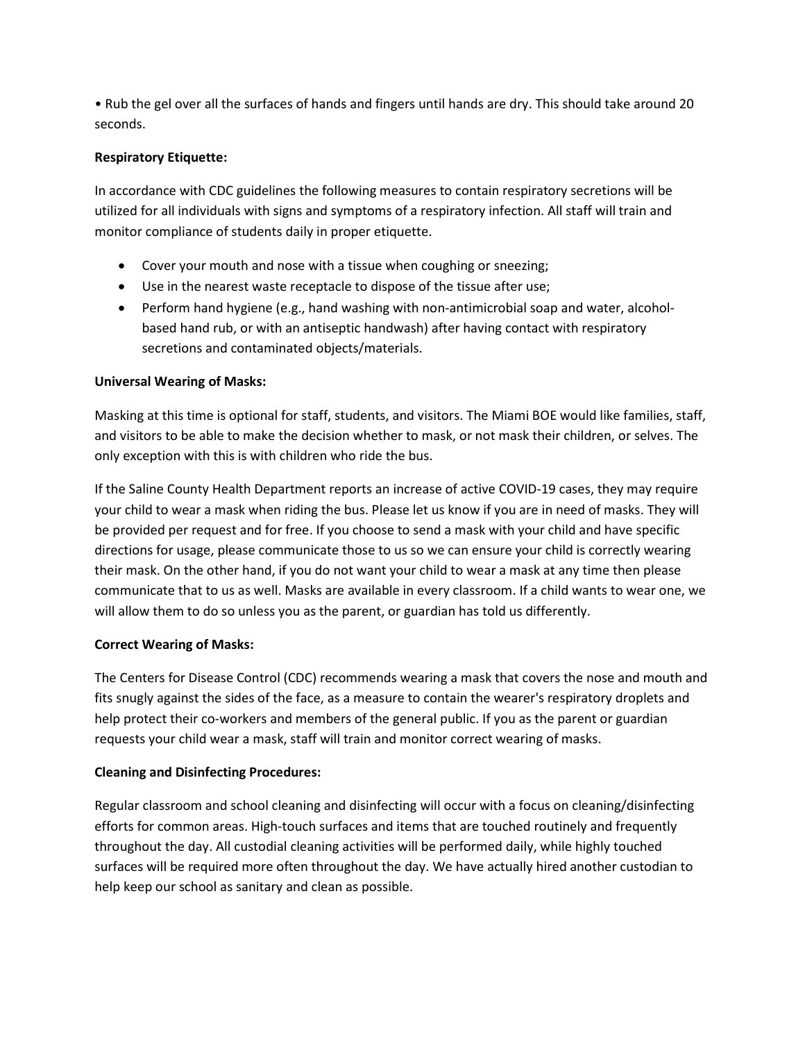• Rub the gel over all the surfaces of hands and fingers until hands are dry. This should take around 20 seconds.

**Respiratory Etiquette:**

In accordance with CDC guidelines the following measures to contain respiratory secretions will be utilized for all individuals with signs and symptoms of a respiratory infection. All staff will train and monitor compliance of students daily in proper etiquette.

- Cover your mouth and nose with a tissue when coughing or sneezing;
- Use in the nearest waste receptacle to dispose of the tissue after use;
- Perform hand hygiene (e.g., hand washing with non-antimicrobial soap and water, alcohol-based hand rub, or with an antiseptic handwash) after having contact with respiratory secretions and contaminated objects/materials.

**Universal Wearing of Masks:**

Masking at this time is optional for staff, students, and visitors. The Miami BOE would like families, staff, and visitors to be able to make the decision whether to mask, or not mask their children, or selves. The only exception with this is with children who ride the bus.

If the Saline County Health Department reports an increase of active COVID-19 cases, they may require your child to wear a mask when riding the bus. Please let us know if you are in need of masks. They will be provided per request and for free. If you choose to send a mask with your child and have specific directions for usage, please communicate those to us so we can ensure your child is correctly wearing their mask. On the other hand, if you do not want your child to wear a mask at any time then please communicate that to us as well. Masks are available in every classroom. If a child wants to wear one, we will allow them to do so unless you as the parent, or guardian has told us differently.

**Correct Wearing of Masks:**

The Centers for Disease Control (CDC) recommends wearing a mask that covers the nose and mouth and fits snugly against the sides of the face, as a measure to contain the wearer's respiratory droplets and help protect their co-workers and members of the general public. If you as the parent or guardian requests your child wear a mask, staff will train and monitor correct wearing of masks.

**Cleaning and Disinfecting Procedures:**

Regular classroom and school cleaning and disinfecting will occur with a focus on cleaning/disinfecting efforts for common areas. High-touch surfaces and items that are touched routinely and frequently throughout the day. All custodial cleaning activities will be performed daily, while highly touched surfaces will be required more often throughout the day. We have actually hired another custodian to help keep our school as sanitary and clean as possible.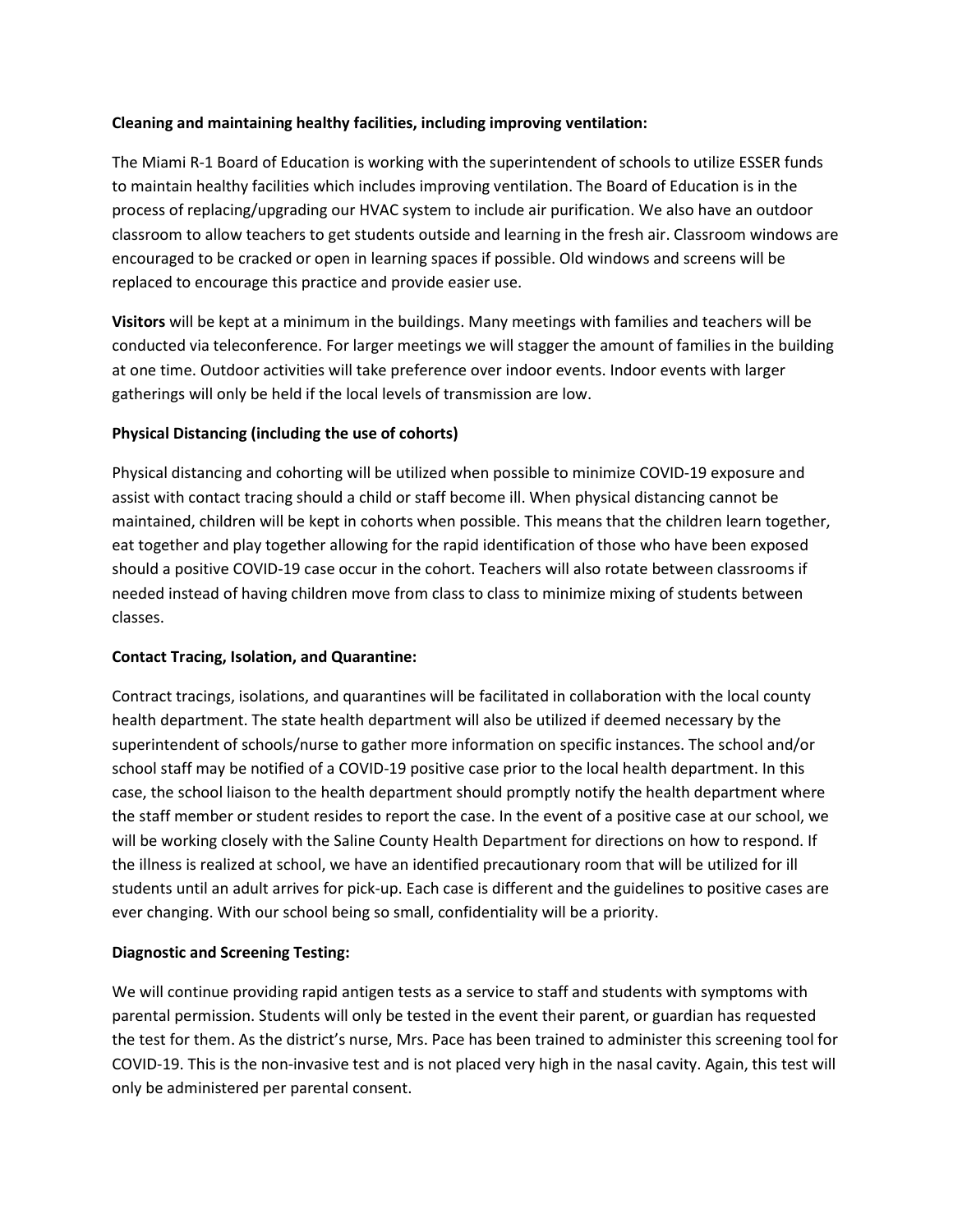**Cleaning and maintaining healthy facilities, including improving ventilation:**

The Miami R-1 Board of Education is working with the superintendent of schools to utilize ESSER funds to maintain healthy facilities which includes improving ventilation. The Board of Education is in the process of replacing/upgrading our HVAC system to include air purification. We also have an outdoor classroom to allow teachers to get students outside and learning in the fresh air. Classroom windows are encouraged to be cracked or open in learning spaces if possible. Old windows and screens will be replaced to encourage this practice and provide easier use.

**Visitors** will be kept at a minimum in the buildings. Many meetings with families and teachers will be conducted via teleconference. For larger meetings we will stagger the amount of families in the building at one time. Outdoor activities will take preference over indoor events. Indoor events with larger gatherings will only be held if the local levels of transmission are low.

**Physical Distancing (including the use of cohorts)**

Physical distancing and cohorting will be utilized when possible to minimize COVID-19 exposure and assist with contact tracing should a child or staff become ill. When physical distancing cannot be maintained, children will be kept in cohorts when possible. This means that the children learn together, eat together and play together allowing for the rapid identification of those who have been exposed should a positive COVID-19 case occur in the cohort. Teachers will also rotate between classrooms if needed instead of having children move from class to class to minimize mixing of students between classes.

**Contact Tracing, Isolation, and Quarantine:**

Contract tracings, isolations, and quarantines will be facilitated in collaboration with the local county health department. The state health department will also be utilized if deemed necessary by the superintendent of schools/nurse to gather more information on specific instances. The school and/or school staff may be notified of a COVID-19 positive case prior to the local health department. In this case, the school liaison to the health department should promptly notify the health department where the staff member or student resides to report the case. In the event of a positive case at our school, we will be working closely with the Saline County Health Department for directions on how to respond. If the illness is realized at school, we have an identified precautionary room that will be utilized for ill students until an adult arrives for pick-up. Each case is different and the guidelines to positive cases are ever changing. With our school being so small, confidentiality will be a priority.

**Diagnostic and Screening Testing:**

We will continue providing rapid antigen tests as a service to staff and students with symptoms with parental permission. Students will only be tested in the event their parent, or guardian has requested the test for them. As the district's nurse, Mrs. Pace has been trained to administer this screening tool for COVID-19. This is the non-invasive test and is not placed very high in the nasal cavity. Again, this test will only be administered per parental consent.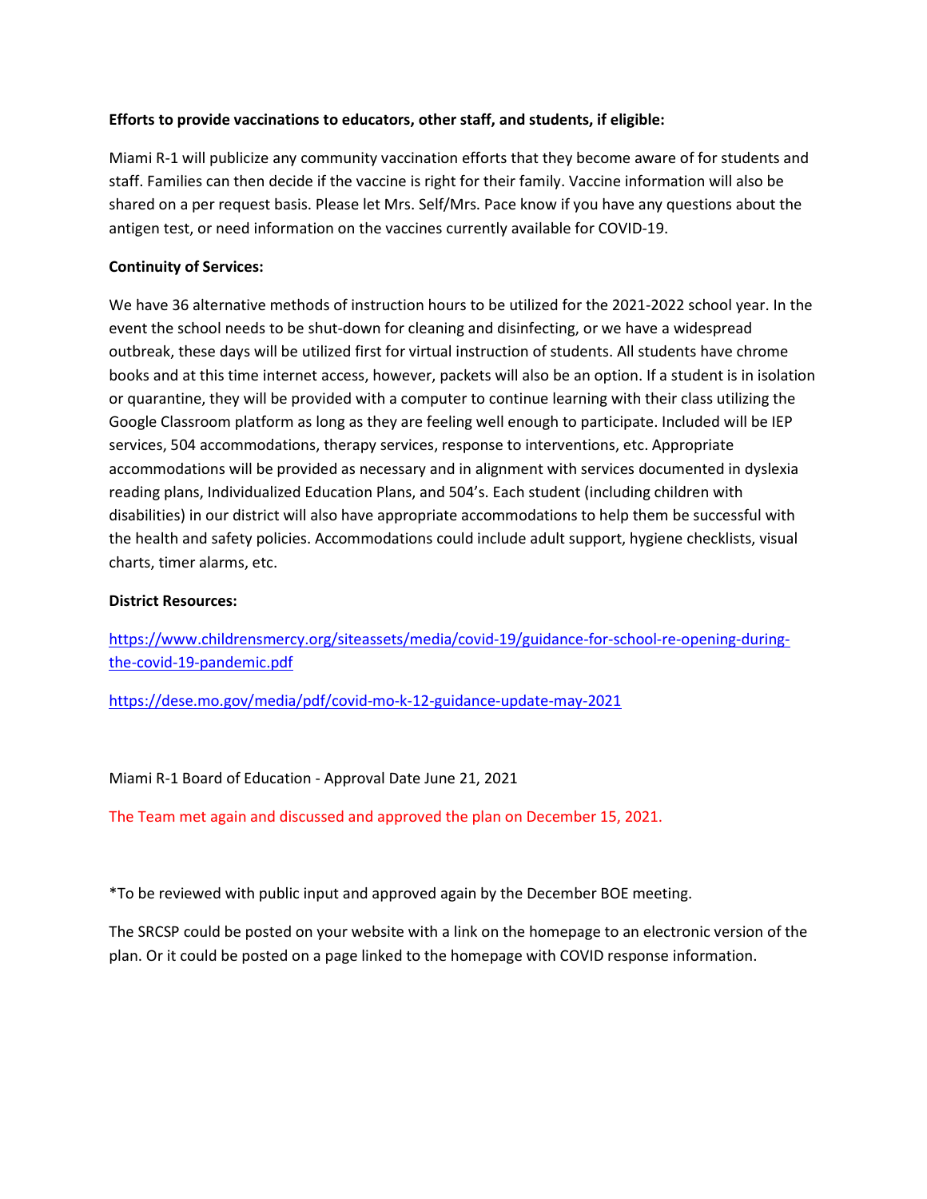**Efforts to provide vaccinations to educators, other staff, and students, if eligible:**

Miami R-1 will publicize any community vaccination efforts that they become aware of for students and staff. Families can then decide if the vaccine is right for their family. Vaccine information will also be shared on a per request basis. Please let Mrs. Self/Mrs. Pace know if you have any questions about the antigen test, or need information on the vaccines currently available for COVID-19.

**Continuity of Services:**

We have 36 alternative methods of instruction hours to be utilized for the 2021-2022 school year. In the event the school needs to be shut-down for cleaning and disinfecting, or we have a widespread outbreak, these days will be utilized first for virtual instruction of students. All students have chrome books and at this time internet access, however, packets will also be an option. If a student is in isolation or quarantine, they will be provided with a computer to continue learning with their class utilizing the Google Classroom platform as long as they are feeling well enough to participate. Included will be IEP services, 504 accommodations, therapy services, response to interventions, etc. Appropriate accommodations will be provided as necessary and in alignment with services documented in dyslexia reading plans, Individualized Education Plans, and 504's. Each student (including children with disabilities) in our district will also have appropriate accommodations to help them be successful with the health and safety policies. Accommodations could include adult support, hygiene checklists, visual charts, timer alarms, etc.

**District Resources:**

https://www.childrensmercy.org/siteassets/media/covid-19/guidance-for-school-re-opening-during-the-covid-19-pandemic.pdf

https://dese.mo.gov/media/pdf/covid-mo-k-12-guidance-update-may-2021

Miami R-1 Board of Education - Approval Date June 21, 2021

The Team met again and discussed and approved the plan on December 15, 2021.

*To be reviewed with public input and approved again by the December BOE meeting.

The SRCSP could be posted on your website with a link on the homepage to an electronic version of the plan. Or it could be posted on a page linked to the homepage with COVID response information.